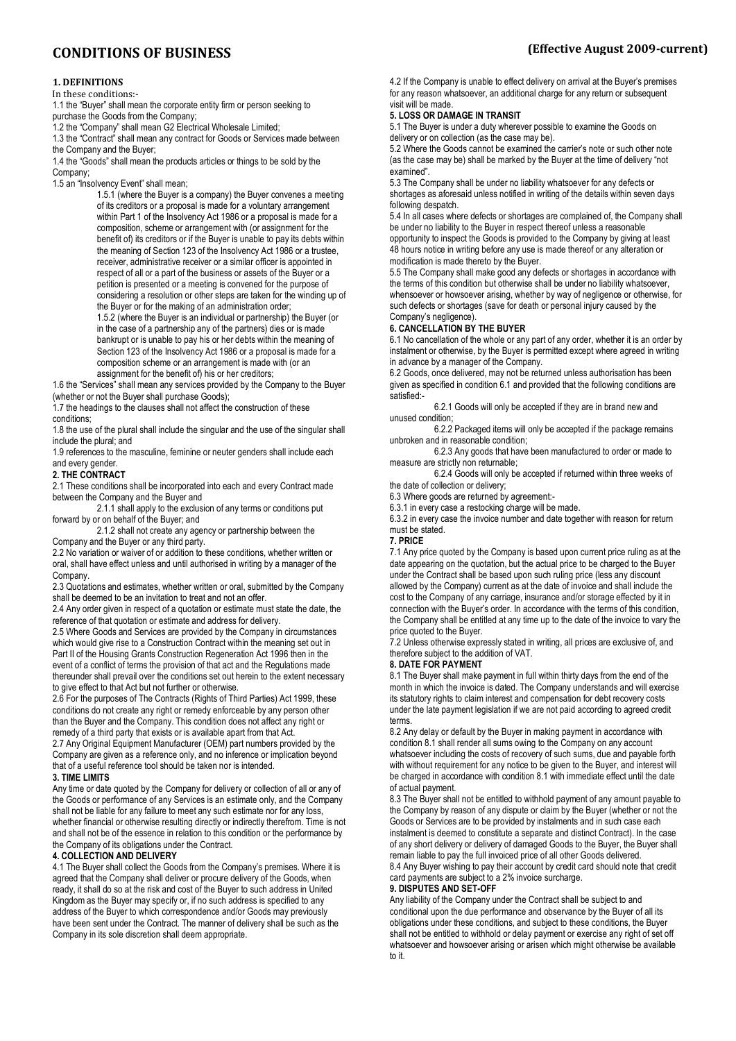# CONDITIONS OF BUSINESS

**(Effective August 2009-current)**

## 1. DEFINITIONS

In these conditions:-

1.1 the "Buyer" shall mean the corporate entity firm or person seeking to purchase the Goods from the Company;

1.2 the "Company" shall mean G2 Electrical Wholesale Limited;

1.3 the "Contract" shall mean any contract for Goods or Services made between the Company and the Buyer;

1.4 the "Goods" shall mean the products articles or things to be sold by the Company;

1.5 an "Insolvency Event" shall mean;

1.5.1 (where the Buyer is a company) the Buyer convenes a meeting of its creditors or a proposal is made for a voluntary arrangement within Part 1 of the Insolvency Act 1986 or a proposal is made for a composition, scheme or arrangement with (or assignment for the benefit of) its creditors or if the Buyer is unable to pay its debts within the meaning of Section 123 of the Insolvency Act 1986 or a trustee, receiver, administrative receiver or a similar officer is appointed in respect of all or a part of the business or assets of the Buyer or a petition is presented or a meeting is convened for the purpose of considering a resolution or other steps are taken for the winding up of the Buyer or for the making of an administration order;

1.5.2 (where the Buyer is an individual or partnership) the Buyer (or in the case of a partnership any of the partners) dies or is made bankrupt or is unable to pay his or her debts within the meaning of Section 123 of the Insolvency Act 1986 or a proposal is made for a composition scheme or an arrangement is made with (or an assignment for the benefit of) his or her creditors;

1.6 the "Services" shall mean any services provided by the Company to the Buyer (whether or not the Buyer shall purchase Goods);

1.7 the headings to the clauses shall not affect the construction of these conditions;

1.8 the use of the plural shall include the singular and the use of the singular shall include the plural; and

1.9 references to the masculine, feminine or neuter genders shall include each and every gender.

## 2. THE CONTRACT

2.1 These conditions shall be incorporated into each and every Contract made between the Company and the Buyer and

2.1.1 shall apply to the exclusion of any terms or conditions put forward by or on behalf of the Buyer; and

2.1.2 shall not create any agency or partnership between the Company and the Buyer or any third party.

2.2 No variation or waiver of or addition to these conditions, whether written or oral, shall have effect unless and until authorised in writing by a manager of the Company.

2.3 Quotations and estimates, whether written or oral, submitted by the Company shall be deemed to be an invitation to treat and not an offer.

2.4 Any order given in respect of a quotation or estimate must state the date, the reference of that quotation or estimate and address for delivery.

2.5 Where Goods and Services are provided by the Company in circumstances which would give rise to a Construction Contract within the meaning set out in Part II of the Housing Grants Construction Regeneration Act 1996 then in the event of a conflict of terms the provision of that act and the Regulations made thereunder shall prevail over the conditions set out herein to the extent necessary to give effect to that Act but not further or otherwise.

2.6 For the purposes of The Contracts (Rights of Third Parties) Act 1999, these conditions do not create any right or remedy enforceable by any person other than the Buyer and the Company. This condition does not affect any right or remedy of a third party that exists or is available apart from that Act.

2.7 Any Original Equipment Manufacturer (OEM) part numbers provided by the Company are given as a reference only, and no inference or implication beyond that of a useful reference tool should be taken nor is intended.

## 3. TIME LIMITS

Any time or date quoted by the Company for delivery or collection of all or any of the Goods or performance of any Services is an estimate only, and the Company shall not be liable for any failure to meet any such estimate nor for any loss, whether financial or otherwise resulting directly or indirectly therefrom. Time is not and shall not be of the essence in relation to this condition or the performance by the Company of its obligations under the Contract.

## 4. COLLECTION AND DELIVERY

4.1 The Buyer shall collect the Goods from the Company's premises. Where it is agreed that the Company shall deliver or procure delivery of the Goods, when ready, it shall do so at the risk and cost of the Buyer to such address in United Kingdom as the Buyer may specify or, if no such address is specified to any address of the Buyer to which correspondence and/or Goods may previously have been sent under the Contract. The manner of delivery shall be such as the Company in its sole discretion shall deem appropriate.

4.2 If the Company is unable to effect delivery on arrival at the Buyer's premises for any reason whatsoever, an additional charge for any return or subsequent visit will be made.

## 5. LOSS OR DAMAGE IN TRANSIT

5.1 The Buyer is under a duty wherever possible to examine the Goods on delivery or on collection (as the case may be).

5.2 Where the Goods cannot be examined the carrier's note or such other note (as the case may be) shall be marked by the Buyer at the time of delivery "not examined".

5.3 The Company shall be under no liability whatsoever for any defects or shortages as aforesaid unless notified in writing of the details within seven days following despatch.

5.4 In all cases where defects or shortages are complained of, the Company shall be under no liability to the Buyer in respect thereof unless a reasonable opportunity to inspect the Goods is provided to the Company by giving at least 48 hours notice in writing before any use is made thereof or any alteration or modification is made thereto by the Buyer.

5.5 The Company shall make good any defects or shortages in accordance with the terms of this condition but otherwise shall be under no liability whatsoever, whensoever or howsoever arising, whether by way of negligence or otherwise, for such defects or shortages (save for death or personal injury caused by the Company's negligence).

## 6. CANCELLATION BY THE BUYER

6.1 No cancellation of the whole or any part of any order, whether it is an order by instalment or otherwise, by the Buyer is permitted except where agreed in writing in advance by a manager of the Company.

6.2 Goods, once delivered, may not be returned unless authorisation has been given as specified in condition 6.1 and provided that the following conditions are satisfied:-

6.2.1 Goods will only be accepted if they are in brand new and unused condition;

6.2.2 Packaged items will only be accepted if the package remains unbroken and in reasonable condition;

6.2.3 Any goods that have been manufactured to order or made to measure are strictly non returnable;

6.2.4 Goods will only be accepted if returned within three weeks of the date of collection or delivery;

6.3 Where goods are returned by agreement:-

6.3.1 in every case a restocking charge will be made.

6.3.2 in every case the invoice number and date together with reason for return must be stated.

## 7. PRICE

7.1 Any price quoted by the Company is based upon current price ruling as at the date appearing on the quotation, but the actual price to be charged to the Buyer under the Contract shall be based upon such ruling price (less any discount allowed by the Company) current as at the date of invoice and shall include the cost to the Company of any carriage, insurance and/or storage effected by it in connection with the Buyer's order. In accordance with the terms of this condition, the Company shall be entitled at any time up to the date of the invoice to vary the price quoted to the Buyer.

7.2 Unless otherwise expressly stated in writing, all prices are exclusive of, and therefore subject to the addition of VAT.

## 8. DATE FOR PAYMENT

8.1 The Buyer shall make payment in full within thirty days from the end of the month in which the invoice is dated. The Company understands and will exercise its statutory rights to claim interest and compensation for debt recovery costs under the late payment legislation if we are not paid according to agreed credit terms.

8.2 Any delay or default by the Buyer in making payment in accordance with condition 8.1 shall render all sums owing to the Company on any account whatsoever including the costs of recovery of such sums, due and payable forth with without requirement for any notice to be given to the Buyer, and interest will be charged in accordance with condition 8.1 with immediate effect until the date of actual payment.

8.3 The Buyer shall not be entitled to withhold payment of any amount payable to the Company by reason of any dispute or claim by the Buyer (whether or not the Goods or Services are to be provided by instalments and in such case each instalment is deemed to constitute a separate and distinct Contract). In the case of any short delivery or delivery of damaged Goods to the Buyer, the Buyer shall remain liable to pay the full invoiced price of all other Goods delivered.

8.4 Any Buyer wishing to pay their account by credit card should note that credit card payments are subject to a 2% invoice surcharge.

## 9. DISPUTES AND SET-OFF

Any liability of the Company under the Contract shall be subject to and conditional upon the due performance and observance by the Buyer of all its obligations under these conditions, and subject to these conditions, the Buyer shall not be entitled to withhold or delay payment or exercise any right of set off whatsoever and howsoever arising or arisen which might otherwise be available to it.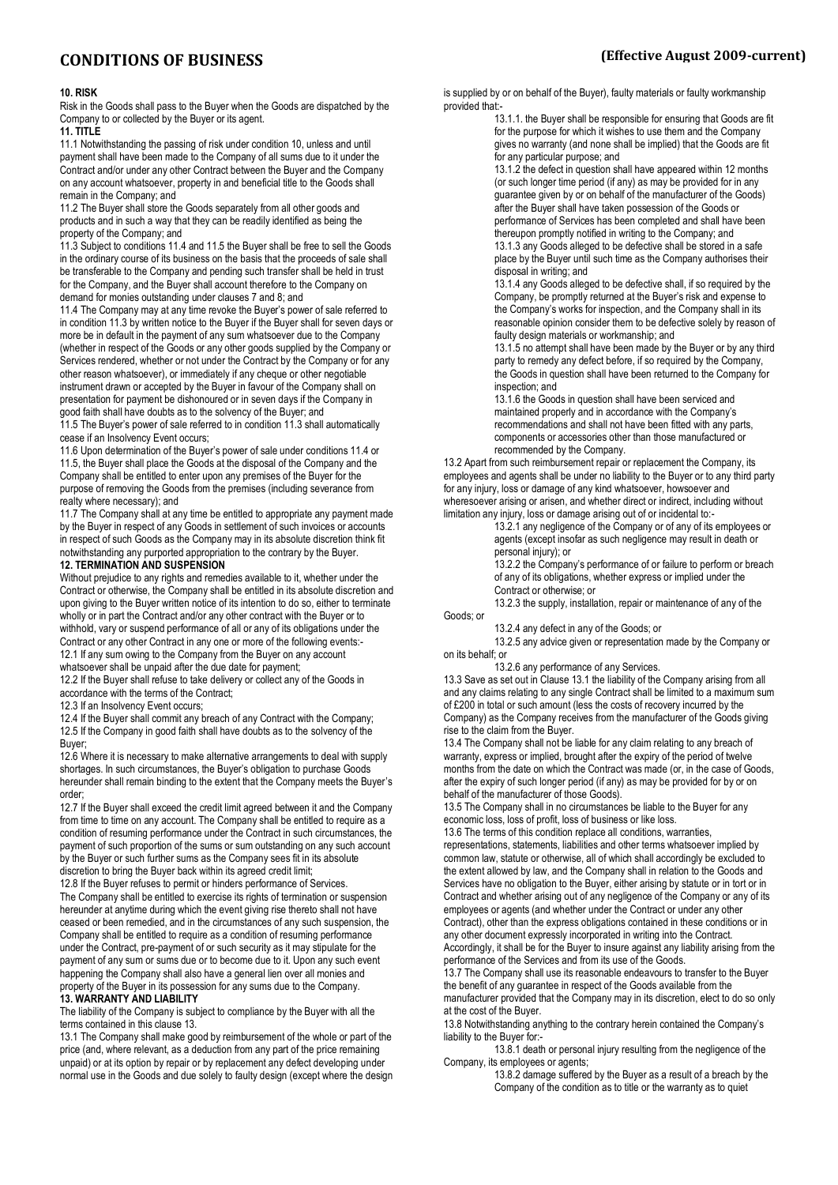# CONDITIONS OF BUSINESS

**(Effective August 2009-current)**

**10. RISK**

Risk in the Goods shall pass to the Buyer when the Goods are dispatched by the Company to or collected by the Buyer or its agent.

**11. TITLE**

11.1 Notwithstanding the passing of risk under condition 10, unless and until payment shall have been made to the Company of all sums due to it under the Contract and/or under any other Contract between the Buyer and the Company on any account whatsoever, property in and beneficial title to the Goods shall remain in the Company; and

11.2 The Buyer shall store the Goods separately from all other goods and products and in such a way that they can be readily identified as being the property of the Company; and

11.3 Subject to conditions 11.4 and 11.5 the Buyer shall be free to sell the Goods in the ordinary course of its business on the basis that the proceeds of sale shall be transferable to the Company and pending such transfer shall be held in trust for the Company, and the Buyer shall account therefore to the Company on demand for monies outstanding under clauses 7 and 8; and

11.4 The Company may at any time revoke the Buyer's power of sale referred to in condition 11.3 by written notice to the Buyer if the Buyer shall for seven days or more be in default in the payment of any sum whatsoever due to the Company (whether in respect of the Goods or any other goods supplied by the Company or Services rendered, whether or not under the Contract by the Company or for any other reason whatsoever), or immediately if any cheque or other negotiable instrument drawn or accepted by the Buyer in favour of the Company shall on presentation for payment be dishonoured or in seven days if the Company in good faith shall have doubts as to the solvency of the Buyer; and

11.5 The Buyer's power of sale referred to in condition 11.3 shall automatically cease if an Insolvency Event occurs;

11.6 Upon determination of the Buyer's power of sale under conditions 11.4 or 11.5, the Buyer shall place the Goods at the disposal of the Company and the Company shall be entitled to enter upon any premises of the Buyer for the purpose of removing the Goods from the premises (including severance from realty where necessary); and

11.7 The Company shall at any time be entitled to appropriate any payment made by the Buyer in respect of any Goods in settlement of such invoices or accounts in respect of such Goods as the Company may in its absolute discretion think fit notwithstanding any purported appropriation to the contrary by the Buyer.

**12. TERMINATION AND SUSPENSION**

Without prejudice to any rights and remedies available to it, whether under the Contract or otherwise, the Company shall be entitled in its absolute discretion and upon giving to the Buyer written notice of its intention to do so, either to terminate wholly or in part the Contract and/or any other contract with the Buyer or to withhold, vary or suspend performance of all or any of its obligations under the Contract or any other Contract in any one or more of the following events:-

12.1 If any sum owing to the Company from the Buyer on any account whatsoever shall be unpaid after the due date for payment;

12.2 If the Buyer shall refuse to take delivery or collect any of the Goods in accordance with the terms of the Contract;

12.3 If an Insolvency Event occurs;

12.4 If the Buyer shall commit any breach of any Contract with the Company;

12.5 If the Company in good faith shall have doubts as to the solvency of the Buyer;

12.6 Where it is necessary to make alternative arrangements to deal with supply shortages. In such circumstances, the Buyer's obligation to purchase Goods hereunder shall remain binding to the extent that the Company meets the Buyer's order;

12.7 If the Buyer shall exceed the credit limit agreed between it and the Company from time to time on any account. The Company shall be entitled to require as a condition of resuming performance under the Contract in such circumstances, the payment of such proportion of the sums or sum outstanding on any such account by the Buyer or such further sums as the Company sees fit in its absolute discretion to bring the Buyer back within its agreed credit limit;

12.8 If the Buyer refuses to permit or hinders performance of Services.

The Company shall be entitled to exercise its rights of termination or suspension hereunder at anytime during which the event giving rise thereto shall not have ceased or been remedied, and in the circumstances of any such suspension, the Company shall be entitled to require as a condition of resuming performance under the Contract, pre-payment of or such security as it may stipulate for the payment of any sum or sums due or to become due to it. Upon any such event happening the Company shall also have a general lien over all monies and property of the Buyer in its possession for any sums due to the Company.

**13. WARRANTY AND LIABILITY**

The liability of the Company is subject to compliance by the Buyer with all the terms contained in this clause 13.

13.1 The Company shall make good by reimbursement of the whole or part of the price (and, where relevant, as a deduction from any part of the price remaining unpaid) or at its option by repair or by replacement any defect developing under normal use in the Goods and due solely to faulty design (except where the design is supplied by or on behalf of the Buyer), faulty materials or faulty workmanship provided that:-

13.1.1. the Buyer shall be responsible for ensuring that Goods are fit for the purpose for which it wishes to use them and the Company gives no warranty (and none shall be implied) that the Goods are fit for any particular purpose; and

13.1.2 the defect in question shall have appeared within 12 months (or such longer time period (if any) as may be provided for in any guarantee given by or on behalf of the manufacturer of the Goods) after the Buyer shall have taken possession of the Goods or performance of Services has been completed and shall have been thereupon promptly notified in writing to the Company; and

13.1.3 any Goods alleged to be defective shall be stored in a safe place by the Buyer until such time as the Company authorises their disposal in writing; and

13.1.4 any Goods alleged to be defective shall, if so required by the Company, be promptly returned at the Buyer's risk and expense to the Company's works for inspection, and the Company shall in its reasonable opinion consider them to be defective solely by reason of faulty design materials or workmanship; and

13.1.5 no attempt shall have been made by the Buyer or by any third party to remedy any defect before, if so required by the Company, the Goods in question shall have been returned to the Company for inspection; and

13.1.6 the Goods in question shall have been serviced and maintained properly and in accordance with the Company's recommendations and shall not have been fitted with any parts, components or accessories other than those manufactured or recommended by the Company.

13.2 Apart from such reimbursement repair or replacement the Company, its employees and agents shall be under no liability to the Buyer or to any third party for any injury, loss or damage of any kind whatsoever, howsoever and wheresoever arising or arisen, and whether direct or indirect, including without limitation any injury, loss or damage arising out of or incidental to:-

13.2.1 any negligence of the Company or of any of its employees or agents (except insofar as such negligence may result in death or personal injury); or

13.2.2 the Company's performance of or failure to perform or breach of any of its obligations, whether express or implied under the Contract or otherwise; or

13.2.3 the supply, installation, repair or maintenance of any of the Goods; or

13.2.4 any defect in any of the Goods; or

13.2.5 any advice given or representation made by the Company or on its behalf; or

13.2.6 any performance of any Services.

13.3 Save as set out in Clause 13.1 the liability of the Company arising from all and any claims relating to any single Contract shall be limited to a maximum sum of £200 in total or such amount (less the costs of recovery incurred by the Company) as the Company receives from the manufacturer of the Goods giving rise to the claim from the Buyer.

13.4 The Company shall not be liable for any claim relating to any breach of warranty, express or implied, brought after the expiry of the period of twelve months from the date on which the Contract was made (or, in the case of Goods, after the expiry of such longer period (if any) as may be provided for by or on behalf of the manufacturer of those Goods).

13.5 The Company shall in no circumstances be liable to the Buyer for any economic loss, loss of profit, loss of business or like loss.

13.6 The terms of this condition replace all conditions, warranties, representations, statements, liabilities and other terms whatsoever implied by common law, statute or otherwise, all of which shall accordingly be excluded to the extent allowed by law, and the Company shall in relation to the Goods and Services have no obligation to the Buyer, either arising by statute or in tort or in Contract and whether arising out of any negligence of the Company or any of its employees or agents (and whether under the Contract or under any other Contract), other than the express obligations contained in these conditions or in any other document expressly incorporated in writing into the Contract. Accordingly, it shall be for the Buyer to insure against any liability arising from the performance of the Services and from its use of the Goods.

13.7 The Company shall use its reasonable endeavours to transfer to the Buyer the benefit of any guarantee in respect of the Goods available from the manufacturer provided that the Company may in its discretion, elect to do so only at the cost of the Buyer.

13.8 Notwithstanding anything to the contrary herein contained the Company's liability to the Buyer for:-

13.8.1 death or personal injury resulting from the negligence of the Company, its employees or agents;

13.8.2 damage suffered by the Buyer as a result of a breach by the Company of the condition as to title or the warranty as to quiet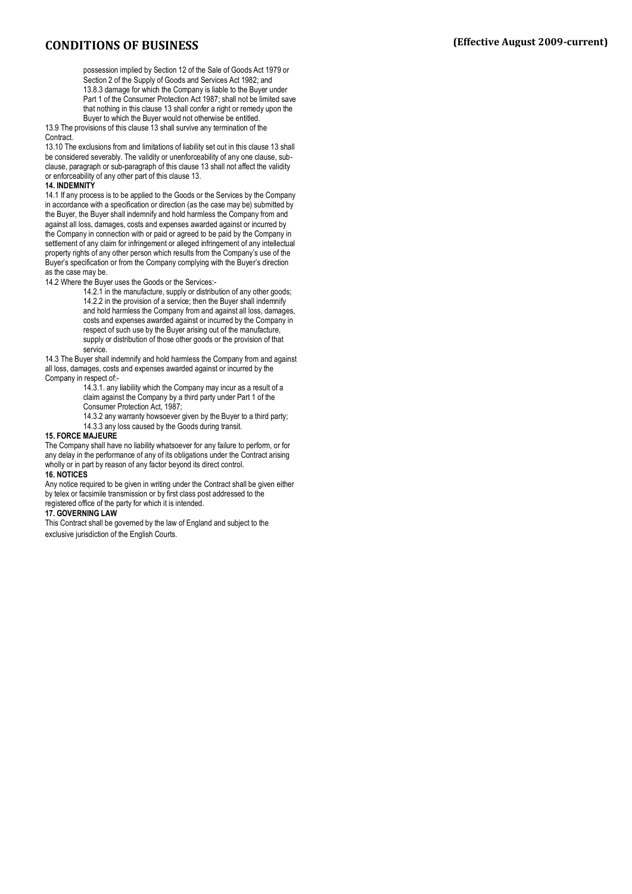possession implied by Section 12 of the Sale of Goods Act 1979 or Section 2 of the Supply of Goods and Services Act 1982; and

13.8.3 damage for which the Company is liable to the Buyer under Part 1 of the Consumer Protection Act 1987; shall not be limited save that nothing in this clause 13 shall confer a right or remedy upon the Buyer to which the Buyer would not otherwise be entitled.

13.9 The provisions of this clause 13 shall survive any termination of the Contract.

13.10 The exclusions from and limitations of liability set out in this clause 13 shall be considered severably. The validity or unenforceability of any one clause, sub-clause, paragraph or sub-paragraph of this clause 13 shall not affect the validity or enforceability of any other part of this clause 13.

**14. INDEMNITY**

14.1 If any process is to be applied to the Goods or the Services by the Company in accordance with a specification or direction (as the case may be) submitted by the Buyer, the Buyer shall indemnify and hold harmless the Company from and against all loss, damages, costs and expenses awarded against or incurred by the Company in connection with or paid or agreed to be paid by the Company in settlement of any claim for infringement or alleged infringement of any intellectual property rights of any other person which results from the Company's use of the Buyer's specification or from the Company complying with the Buyer's direction as the case may be.

14.2 Where the Buyer uses the Goods or the Services:-

14.2.1 in the manufacture, supply or distribution of any other goods;

14.2.2 in the provision of a service; then the Buyer shall indemnify and hold harmless the Company from and against all loss, damages, costs and expenses awarded against or incurred by the Company in respect of such use by the Buyer arising out of the manufacture, supply or distribution of those other goods or the provision of that service.

14.3 The Buyer shall indemnify and hold harmless the Company from and against all loss, damages, costs and expenses awarded against or incurred by the Company in respect of:-

14.3.1. any liability which the Company may incur as a result of a claim against the Company by a third party under Part 1 of the Consumer Protection Act, 1987;

14.3.2 any warranty howsoever given by the Buyer to a third party;

14.3.3 any loss caused by the Goods during transit.

**15. FORCE MAJEURE**

The Company shall have no liability whatsoever for any failure to perform, or for any delay in the performance of any of its obligations under the Contract arising wholly or in part by reason of any factor beyond its direct control.

**16. NOTICES**

Any notice required to be given in writing under the Contract shall be given either by telex or facsimile transmission or by first class post addressed to the registered office of the party for which it is intended.

**17. GOVERNING LAW**

This Contract shall be governed by the law of England and subject to the exclusive jurisdiction of the English Courts.